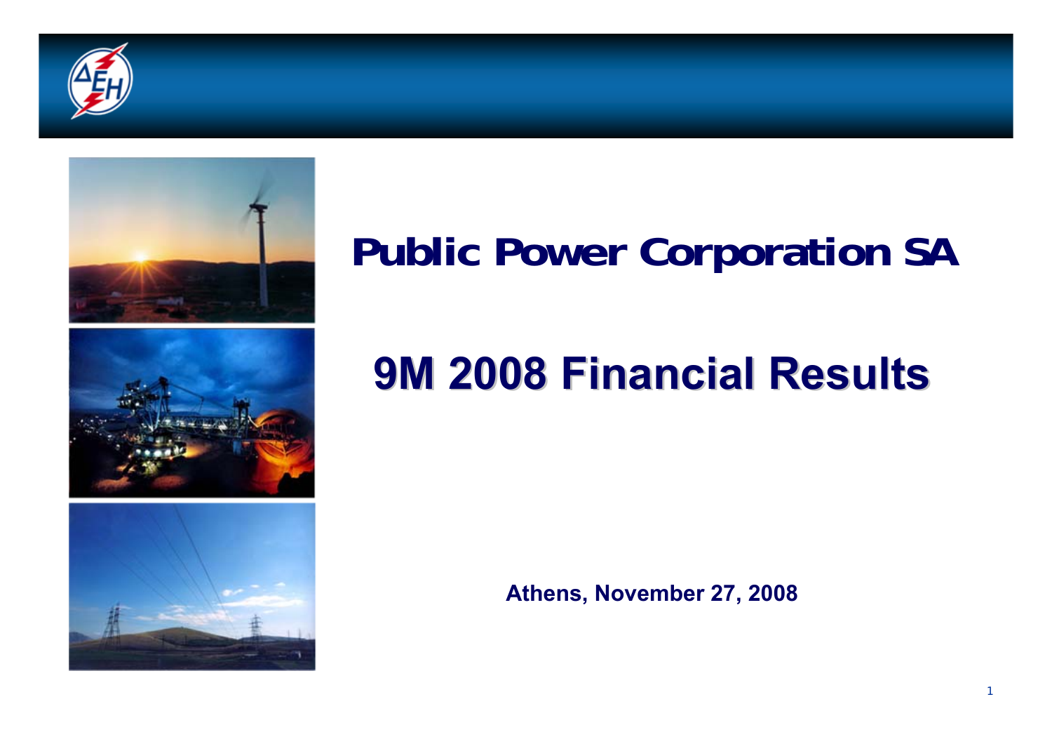# Public Power Corporation SA

# 9M 2008 Financial Results

**Athens, November 27, 2008**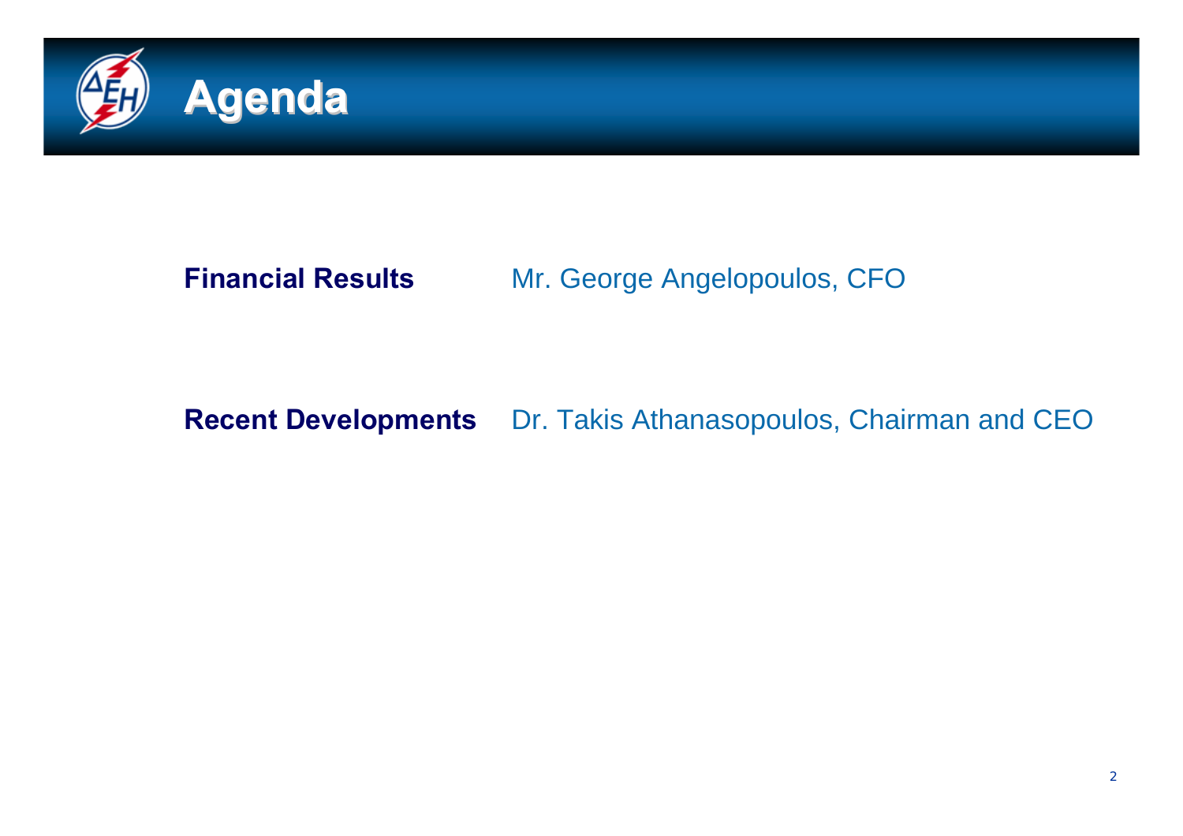# Agenda

| | |
|---|---|
| **Financial Results** | Mr. George Angelopoulos, CFO |
| **Recent Developments** | Dr. Takis Athanasopoulos, Chairman and CEO |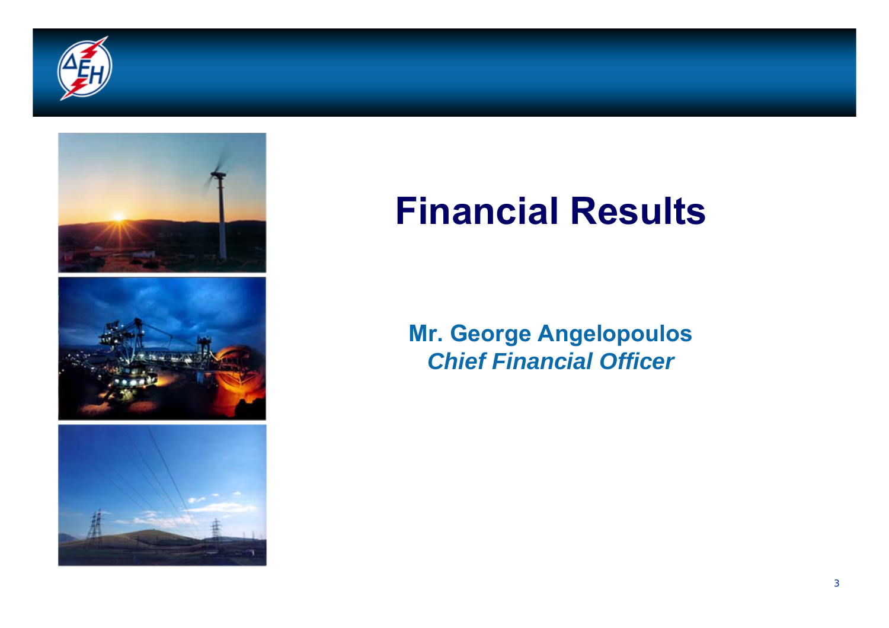# Financial Results

**Mr. George Angelopoulos**
***Chief Financial Officer***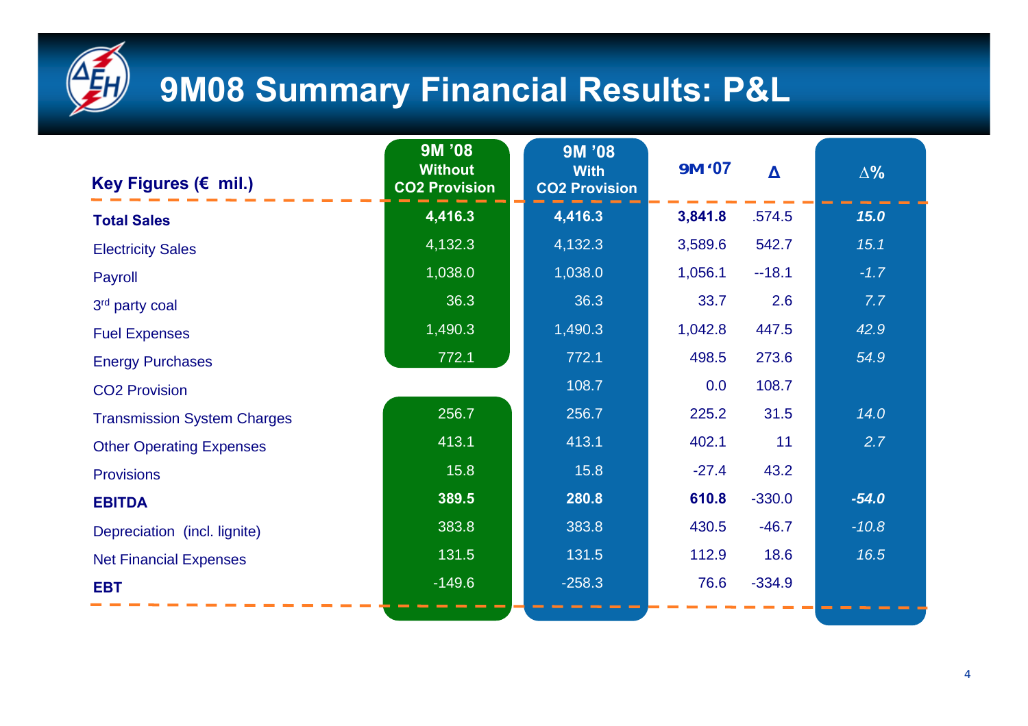# 9M08 Summary Financial Results: P&L

| Key Figures (€ mil.) | 9M '08 Without $CO_2$ Provision | 9M '08 With $CO_2$ Provision | 9M '07 | Δ | Δ% |
|---|---|---|---|---|---|
| **Total Sales** | **4,416.3** | **4,416.3** | **3,841.8** | .574.5 | ***15.0*** |
| Electricity Sales | 4,132.3 | 4,132.3 | 3,589.6 | 542.7 | *15.1* |
| Payroll | 1,038.0 | 1,038.0 | 1,056.1 | --18.1 | *-1.7* |
| 3rd party coal | 36.3 | 36.3 | 33.7 | 2.6 | *7.7* |
| Fuel Expenses | 1,490.3 | 1,490.3 | 1,042.8 | 447.5 | *42.9* |
| Energy Purchases | 772.1 | 772.1 | 498.5 | 273.6 | *54.9* |
| $CO_2$ Provision | | 108.7 | 0.0 | 108.7 | |
| Transmission System Charges | 256.7 | 256.7 | 225.2 | 31.5 | *14.0* |
| Other Operating Expenses | 413.1 | 413.1 | 402.1 | 11 | *2.7* |
| Provisions | 15.8 | 15.8 | -27.4 | 43.2 | |
| **EBITDA** | **389.5** | **280.8** | **610.8** | -330.0 | ***-54.0*** |
| Depreciation (incl. lignite) | 383.8 | 383.8 | 430.5 | -46.7 | *-10.8* |
| Net Financial Expenses | 131.5 | 131.5 | 112.9 | 18.6 | *16.5* |
| **EBT** | -149.6 | -258.3 | 76.6 | -334.9 | |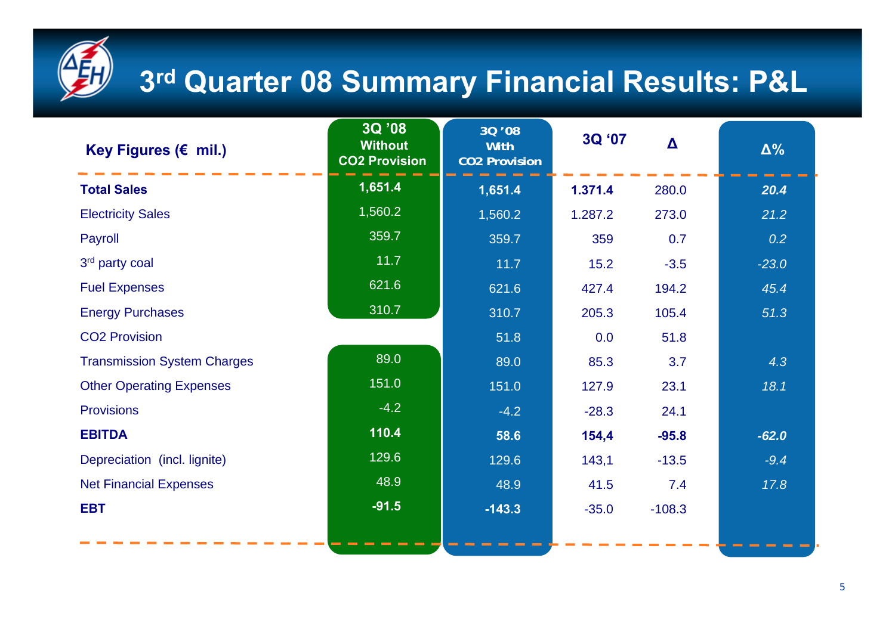# 3rd Quarter 08 Summary Financial Results: P&L

| Key Figures (€ mil.) | 3Q '08 Without $CO_2$ Provision | 3Q '08 With $CO_2$ Provision | 3Q '07 | Δ | Δ% |
|---|---|---|---|---|---|
| **Total Sales** | **1,651.4** | **1,651.4** | **1.371.4** | 280.0 | ***20.4*** |
| Electricity Sales | 1,560.2 | 1,560.2 | 1.287.2 | 273.0 | *21.2* |
| Payroll | 359.7 | 359.7 | 359 | 0.7 | *0.2* |
| 3rd party coal | 11.7 | 11.7 | 15.2 | -3.5 | *-23.0* |
| Fuel Expenses | 621.6 | 621.6 | 427.4 | 194.2 | *45.4* |
| Energy Purchases | 310.7 | 310.7 | 205.3 | 105.4 | *51.3* |
| $CO_2$ Provision | | 51.8 | 0.0 | 51.8 | |
| Transmission System Charges | 89.0 | 89.0 | 85.3 | 3.7 | *4.3* |
| Other Operating Expenses | 151.0 | 151.0 | 127.9 | 23.1 | *18.1* |
| Provisions | -4.2 | -4.2 | -28.3 | 24.1 | |
| **EBITDA** | **110.4** | **58.6** | **154,4** | **-95.8** | ***-62.0*** |
| Depreciation (incl. lignite) | 129.6 | 129.6 | 143,1 | -13.5 | *-9.4* |
| Net Financial Expenses | 48.9 | 48.9 | 41.5 | 7.4 | *17.8* |
| **EBT** | **-91.5** | **-143.3** | -35.0 | -108.3 | |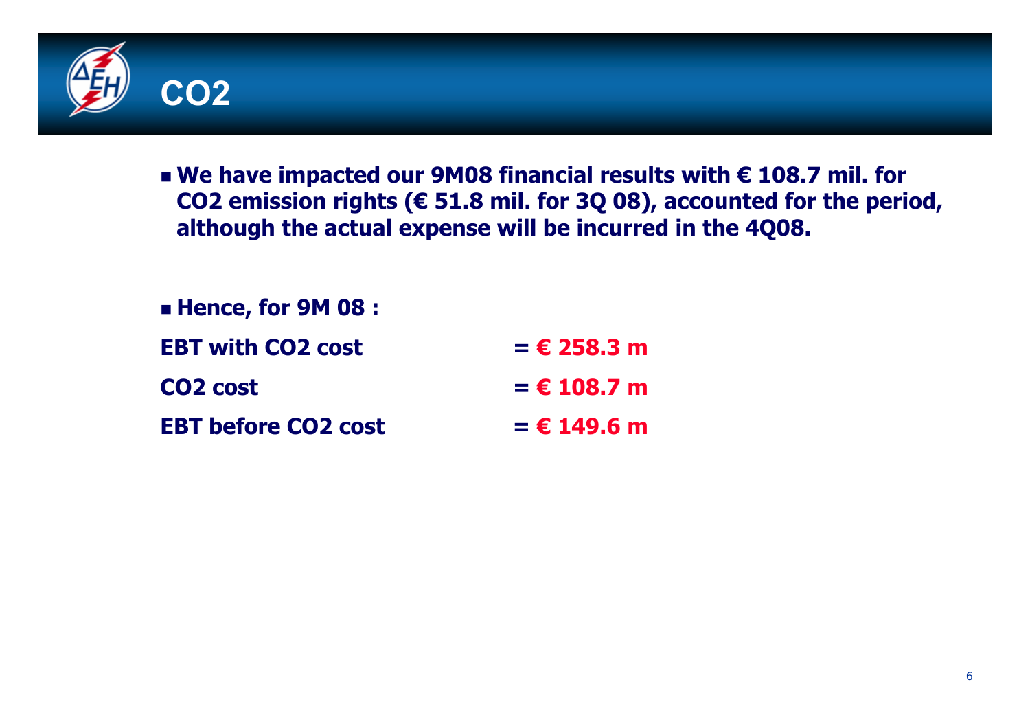# $CO_2$

- **We have impacted our 9M08 financial results with € 108.7 mil. for $CO_2$ emission rights (€ 51.8 mil. for 3Q 08), accounted for the period, although the actual expense will be incurred in the 4Q08.**

- **Hence, for 9M 08 :**

| | |
|---|---|
| **EBT with $CO_2$ cost** | **= € 258.3 m** |
| **$CO_2$ cost** | **= € 108.7 m** |
| **EBT before $CO_2$ cost** | **= € 149.6 m** |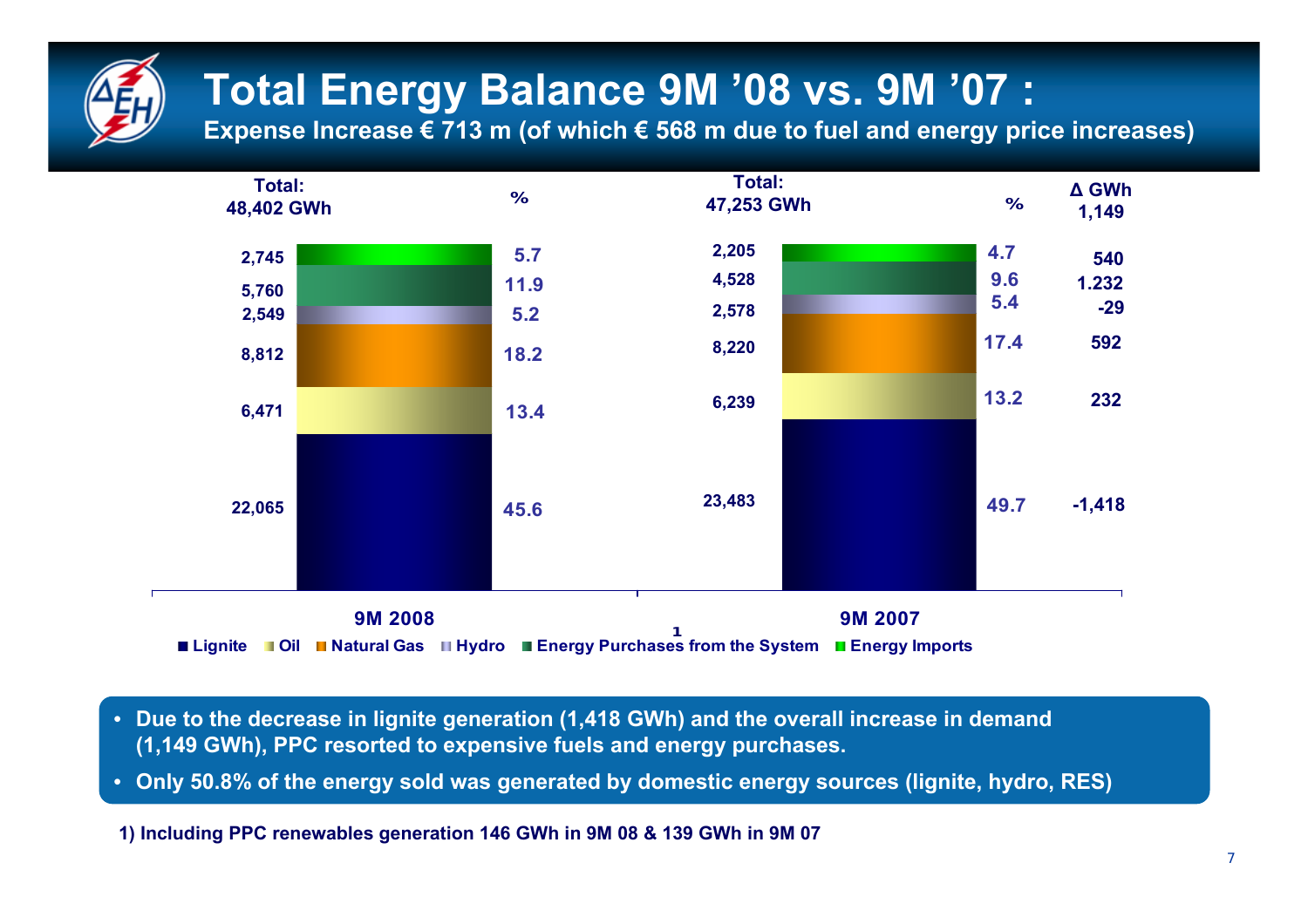# Total Energy Balance 9M '08 vs. 9M '07 :

**Expense Increase € 713 m (of which € 568 m due to fuel and energy price increases)**

| | 9M 2008 (GWh) | % | 9M 2007 (GWh) | % | Δ GWh |
|---|---|---|---|---|---|
| **Total** | 48,402 | | 47,253 | | 1,149 |
| Energy Imports | 2,745 | 5.7 | 2,205 | 4.7 | 540 |
| Energy Purchases from the System | 5,760 | 11.9 | 4,528 | 9.6 | 1.232 |
| Hydro [1] | 2,549 | 5.2 | 2,578 | 5.4 | -29 |
| Natural Gas | 8,812 | 18.2 | 8,220 | 17.4 | 592 |
| Oil | 6,471 | 13.4 | 6,239 | 13.2 | 232 |
| Lignite | 22,065 | 45.6 | 23,483 | 49.7 | -1,418 |

- Due to the decrease in lignite generation (1,418 GWh) and the overall increase in demand (1,149 GWh), PPC resorted to expensive fuels and energy purchases.
- Only 50.8% of the energy sold was generated by domestic energy sources (lignite, hydro, RES)

1) Including PPC renewables generation 146 GWh in 9M 08 & 139 GWh in 9M 07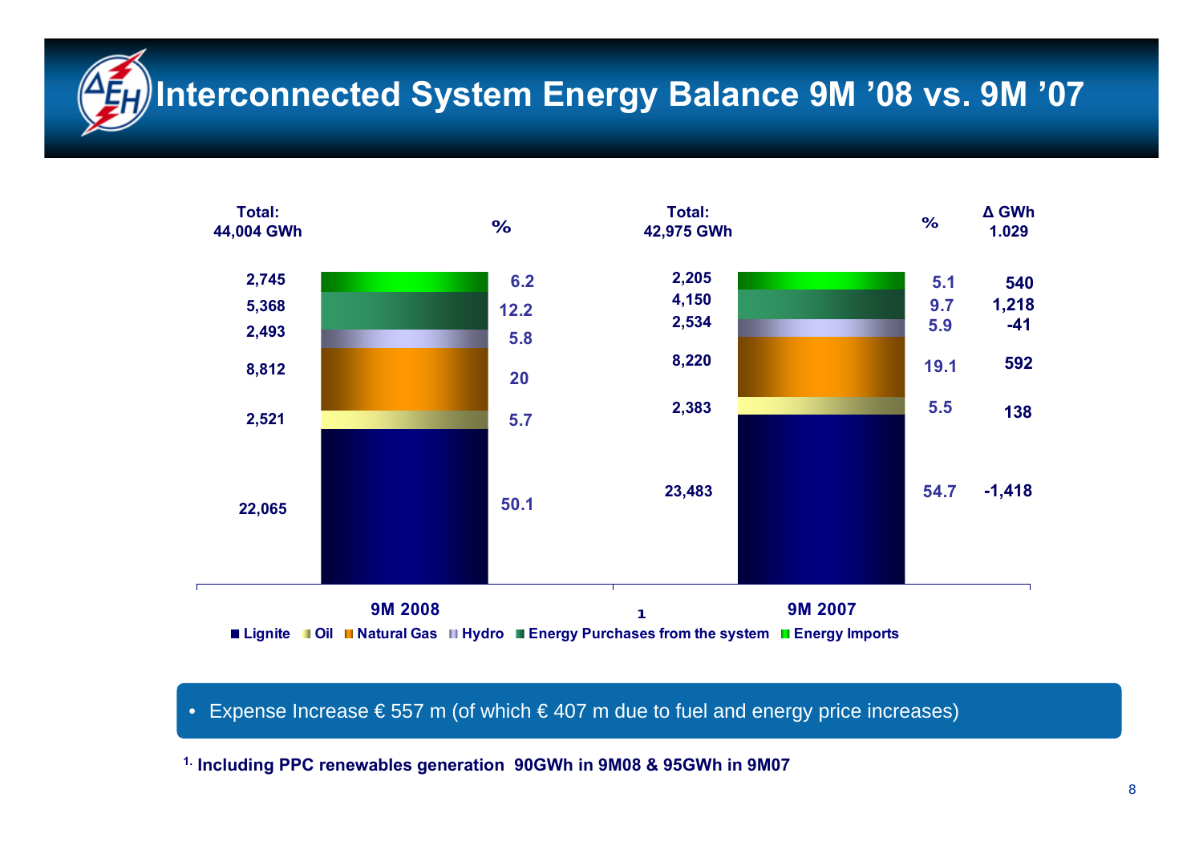# Interconnected System Energy Balance 9M '08 vs. 9M '07

| | 9M 2008 (GWh) | % | 9M 2007 [1] (GWh) | % | Δ GWh |
|---|---|---|---|---|---|
| Energy Imports | 2,745 | 6.2 | 2,205 | 5.1 | 540 |
| Energy Purchases from the system | 5,368 | 12.2 | 4,150 | 9.7 | 1,218 |
| Hydro | 2,493 | 5.8 | 2,534 | 5.9 | -41 |
| Natural Gas | 8,812 | 20 | 8,220 | 19.1 | 592 |
| Oil | 2,521 | 5.7 | 2,383 | 5.5 | 138 |
| Lignite | 22,065 | 50.1 | 23,483 | 54.7 | -1,418 |
| Total | 44,004 GWh | | 42,975 GWh | | 1.029 |

- Expense Increase € 557 m (of which € 407 m due to fuel and energy price increases)

[1] Including PPC renewables generation 90GWh in 9M08 & 95GWh in 9M07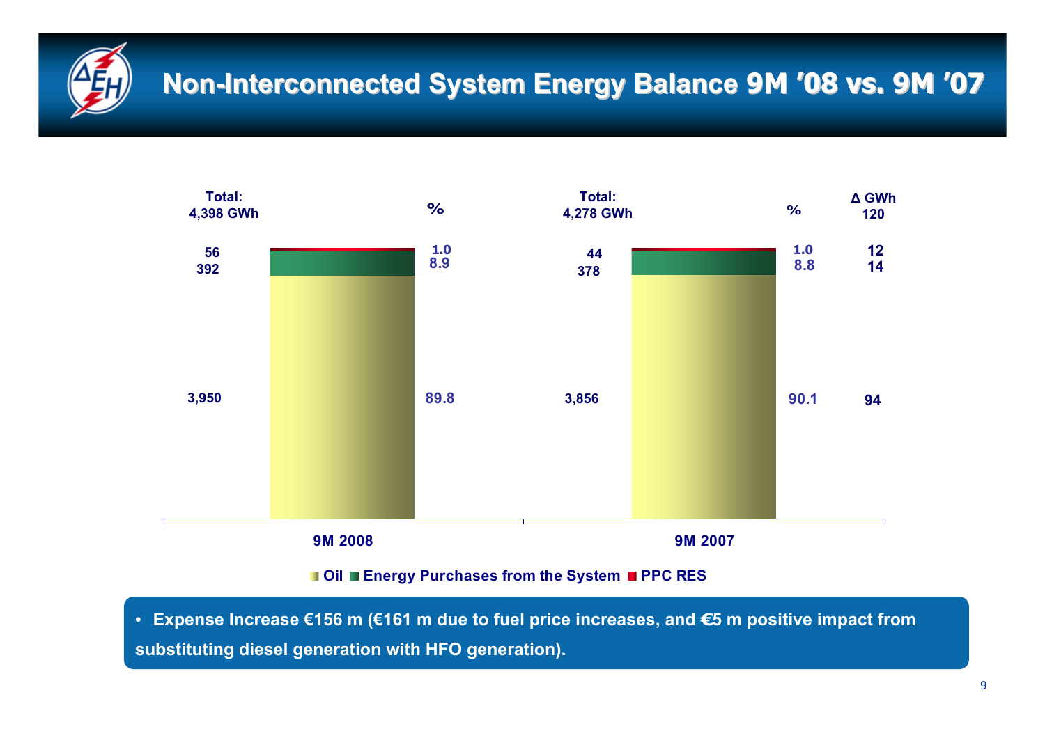# Non-Interconnected System Energy Balance 9M '08 vs. 9M '07

| | 9M 2008 (GWh) | % | 9M 2007 (GWh) | % | Δ GWh |
|---|---|---|---|---|---|
| PPC RES | 56 | 1.0 | 44 | 1.0 | 12 |
| Energy Purchases from the System | 392 | 8.9 | 378 | 8.8 | 14 |
| Oil | 3,950 | 89.8 | 3,856 | 90.1 | 94 |
| Total | 4,398 | | 4,278 | | 120 |

- Expense Increase €156 m (€161 m due to fuel price increases, and €5 m positive impact from substituting diesel generation with HFO generation).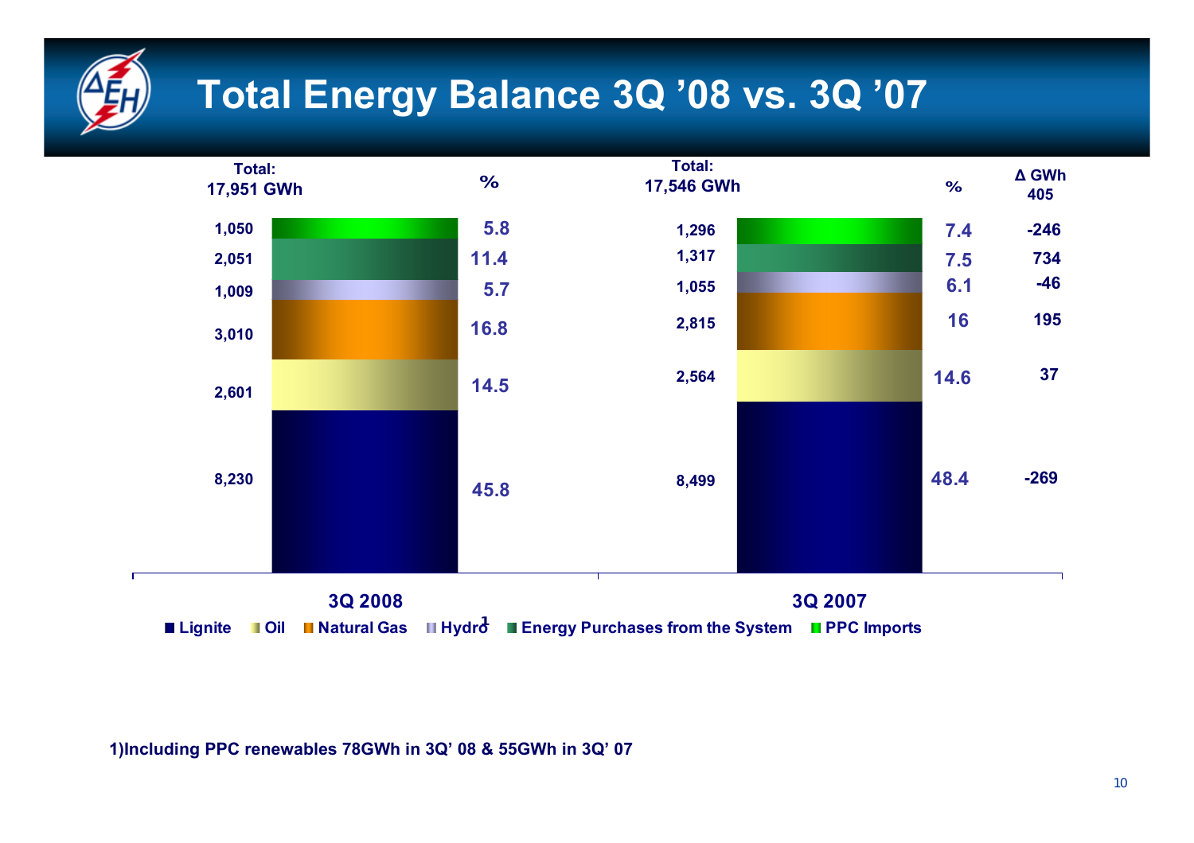# Total Energy Balance 3Q '08 vs. 3Q '07

| | 3Q 2008 (GWh) | % | 3Q 2007 (GWh) | % | Δ GWh |
|---|---|---|---|---|---|
| **Total** | 17,951 | | 17,546 | | 405 |
| PPC Imports | 1,050 | 5.8 | 1,296 | 7.4 | -246 |
| Energy Purchases from the System | 2,051 | 11.4 | 1,317 | 7.5 | 734 |
| Hydro[1] | 1,009 | 5.7 | 1,055 | 6.1 | -46 |
| Natural Gas | 3,010 | 16.8 | 2,815 | 16 | 195 |
| Oil | 2,601 | 14.5 | 2,564 | 14.6 | 37 |
| Lignite | 8,230 | 45.8 | 8,499 | 48.4 | -269 |

1)Including PPC renewables 78GWh in 3Q' 08 & 55GWh in 3Q' 07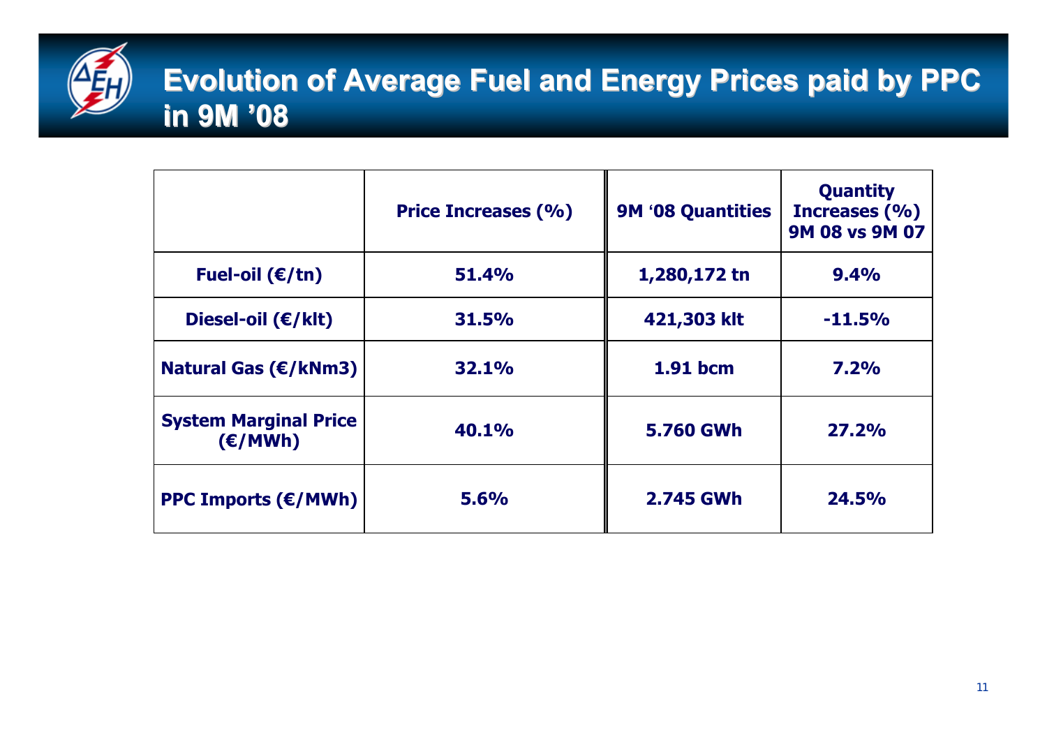# Evolution of Average Fuel and Energy Prices paid by PPC in 9M '08

| | Price Increases (%) | 9M '08 Quantities | Quantity Increases (%) 9M 08 vs 9M 07 |
|---|---|---|---|
| **Fuel-oil (€/tn)** | **51.4%** | **1,280,172 tn** | **9.4%** |
| **Diesel-oil (€/klt)** | **31.5%** | **421,303 klt** | **-11.5%** |
| **Natural Gas (€/kNm3)** | **32.1%** | **1.91 bcm** | **7.2%** |
| **System Marginal Price (€/MWh)** | **40.1%** | **5.760 GWh** | **27.2%** |
| **PPC Imports (€/MWh)** | **5.6%** | **2.745 GWh** | **24.5%** |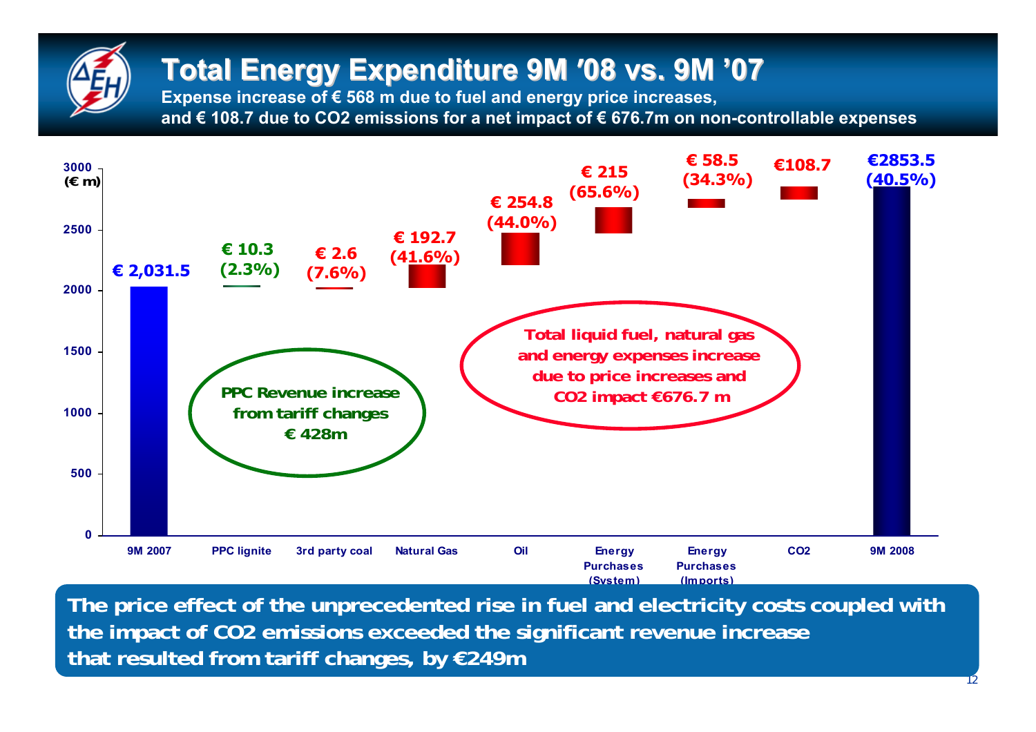# Total Energy Expenditure 9M '08 vs. 9M '07

**Expense increase of € 568 m due to fuel and energy price increases, and € 108.7 due to $CO_2$ emissions for a net impact of € 676.7m on non-controllable expenses**

(€ m)

| Item | Value | Change |
|---|---|---|
| 9M 2007 | € 2,031.5 | |
| PPC lignite | € 10.3 | (2.3%) |
| 3rd party coal | € 2.6 | (7.6%) |
| Natural Gas | € 192.7 | (41.6%) |
| Oil | € 254.8 | (44.0%) |
| Energy Purchases (System) | € 215 | (65.6%) |
| Energy Purchases (Imports) | € 58.5 | (34.3%) |
| $CO_2$ | €108.7 | |
| 9M 2008 | €2853.5 | (40.5%) |

PPC Revenue increase from tariff changes € 428m

Total liquid fuel, natural gas and energy expenses increase due to price increases and $CO_2$ impact €676.7 m

**The price effect of the unprecedented rise in fuel and electricity costs coupled with the impact of $CO_2$ emissions exceeded the significant revenue increase that resulted from tariff changes, by €249m**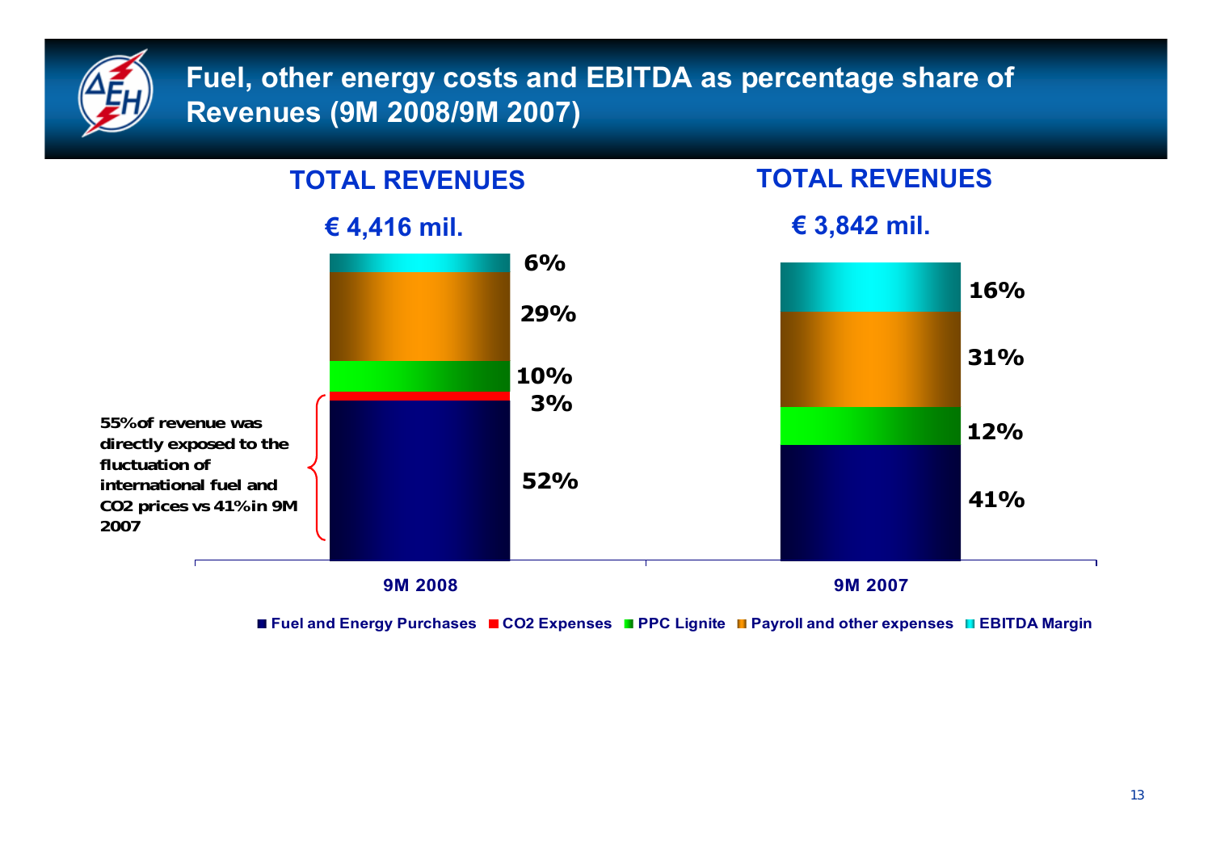# Fuel, other energy costs and EBITDA as percentage share of Revenues (9M 2008/9M 2007)

| | 9M 2008 | 9M 2007 |
|---|---|---|
| **TOTAL REVENUES** | € 4,416 mil. | € 3,842 mil. |
| Fuel and Energy Purchases | 52% | 41% |
| CO2 Expenses | 3% | |
| PPC Lignite | 10% | 12% |
| Payroll and other expenses | 29% | 31% |
| EBITDA Margin | 6% | 16% |

55% of revenue was directly exposed to the fluctuation of international fuel and $CO_2$ prices vs 41% in 9M 2007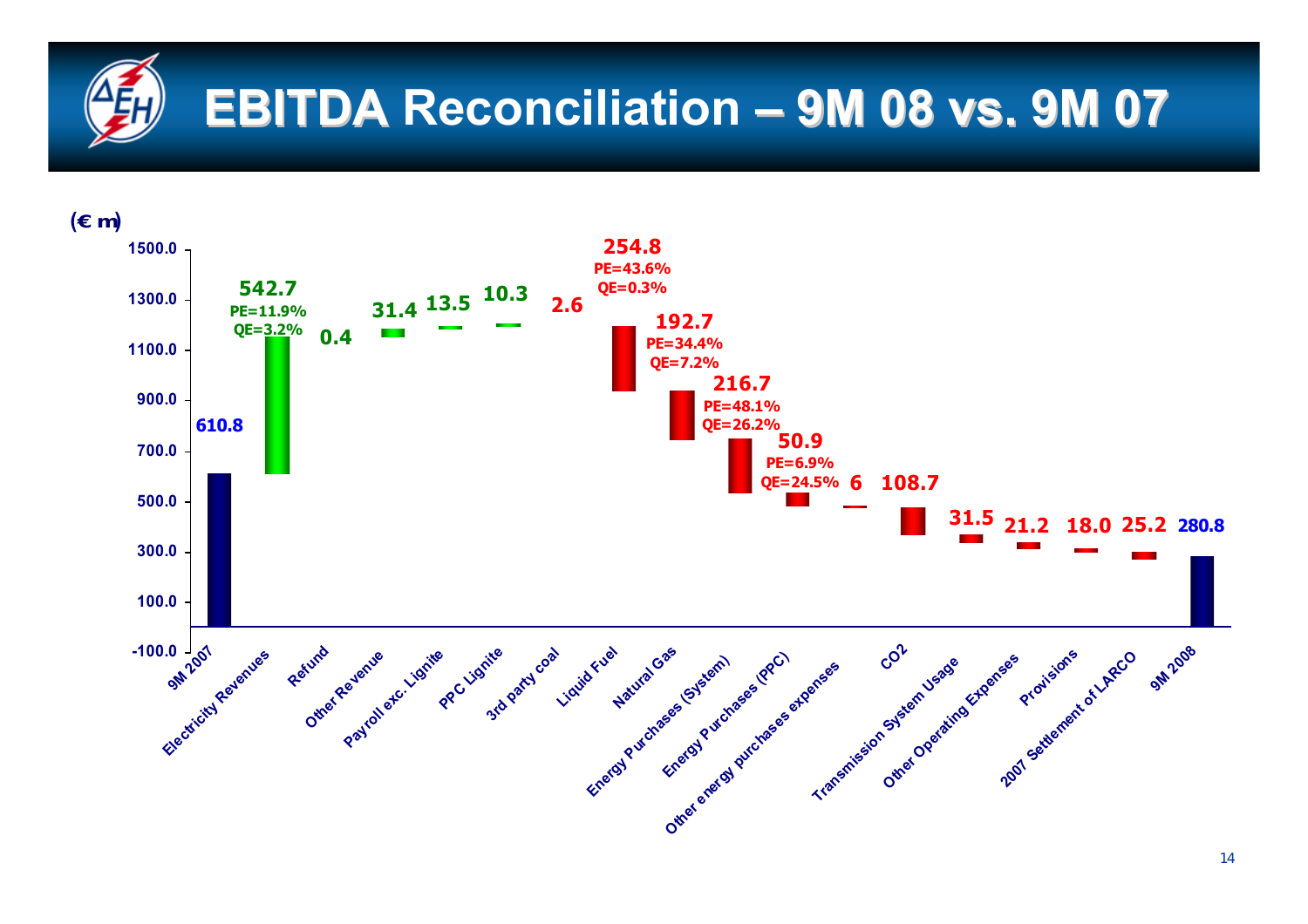# EBITDA Reconciliation – 9M 08 vs. 9M 07

(€ m)

| Item | Value | PE | QE |
|---|---|---|---|
| 9M 2007 | 610.8 | | |
| Electricity Revenues | 542.7 | 11.9% | 3.2% |
| Refund | 0.4 | | |
| Other Revenue | 31.4 | | |
| Payroll exc. Lignite | 13.5 | | |
| PPC Lignite | 10.3 | | |
| 3rd party coal | 2.6 | | |
| Liquid Fuel | 254.8 | 43.6% | 0.3% |
| Natural Gas | 192.7 | 34.4% | 7.2% |
| Energy Purchases (System) | 216.7 | 48.1% | 26.2% |
| Energy Purchases (PPC) | 50.9 | 6.9% | 24.5% |
| Other energy purchases expenses | 6 | | |
| CO2 | 108.7 | | |
| Transmission System Usage | 31.5 | | |
| Other Operating Expenses | 21.2 | | |
| Provisions | 18.0 | | |
| 2007 Settlement of LARCO | 25.2 | | |
| 9M 2008 | 280.8 | | |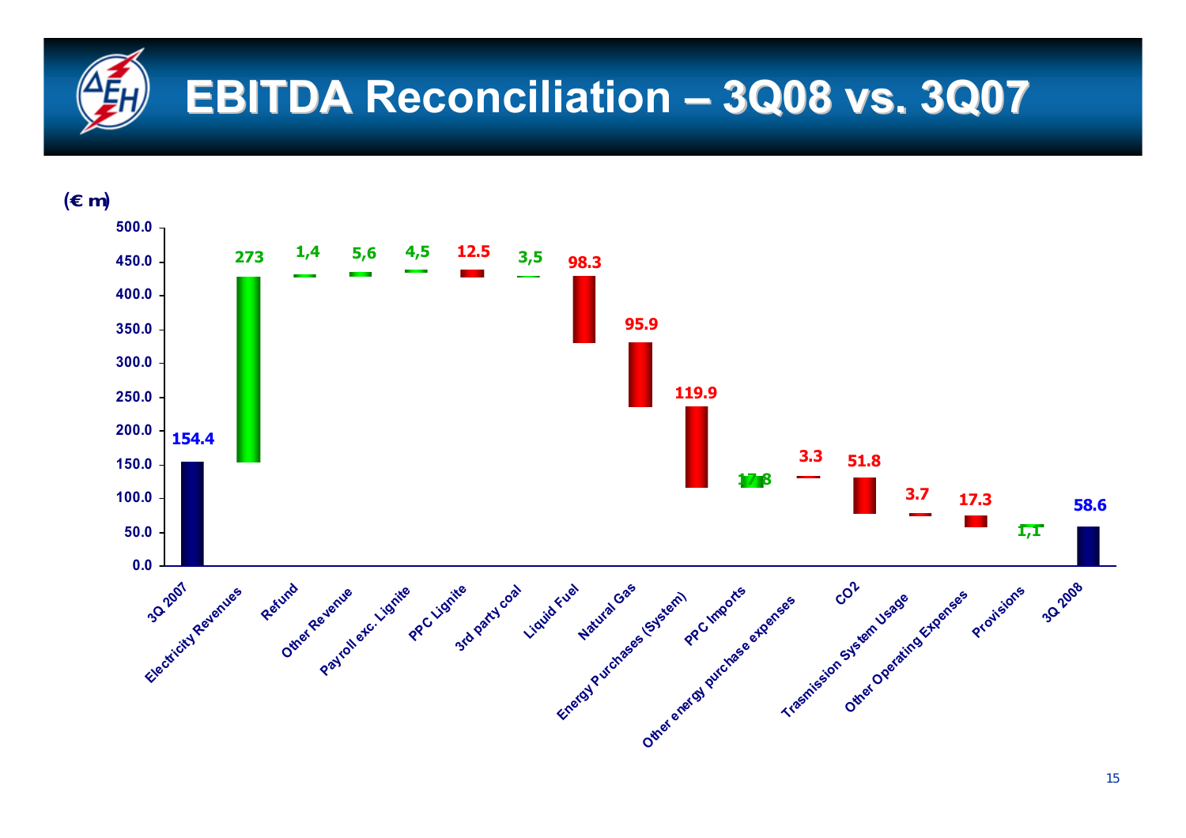# EBITDA Reconciliation – 3Q08 vs. 3Q07

(€ m)

| Item | Value |
|---|---|
| 3Q 2007 | 154.4 |
| Electricity Revenues | 273 |
| Refund | 1,4 |
| Other Revenue | 5,6 |
| Payroll exc. Lignite | 4,5 |
| PPC Lignite | 12.5 |
| 3rd party coal | 3,5 |
| Liquid Fuel | 98.3 |
| Natural Gas | 95.9 |
| Energy Purchases (System) | 119.9 |
| PPC Imports | 17.8 |
| Other energy purchase expenses | 3.3 |
| CO2 | 51.8 |
| Trasmission System Usage | 3.7 |
| Other Operating Expenses | 17.3 |
| Provisions | 1,1 |
| 3Q 2008 | 58.6 |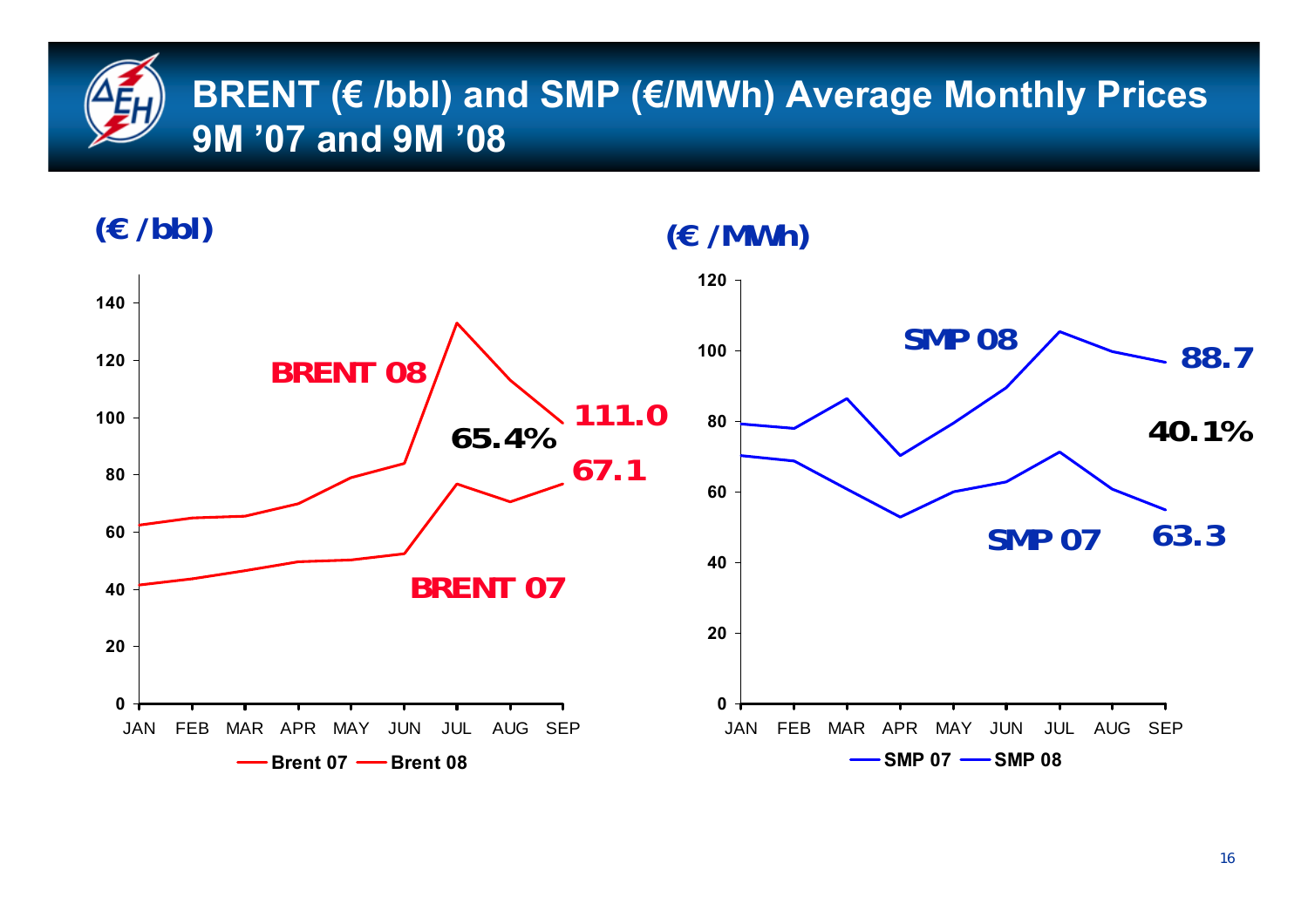# BRENT (€ /bbl) and SMP (€/MWh) Average Monthly Prices 9M '07 and 9M '08

(€ /bbl)

BRENT 08

BRENT 07

111.0

67.1

65.4%

Brent 07 — Brent 08

(€ /MWh)

SMP 08

SMP 07

88.7

63.3

40.1%

SMP 07 — SMP 08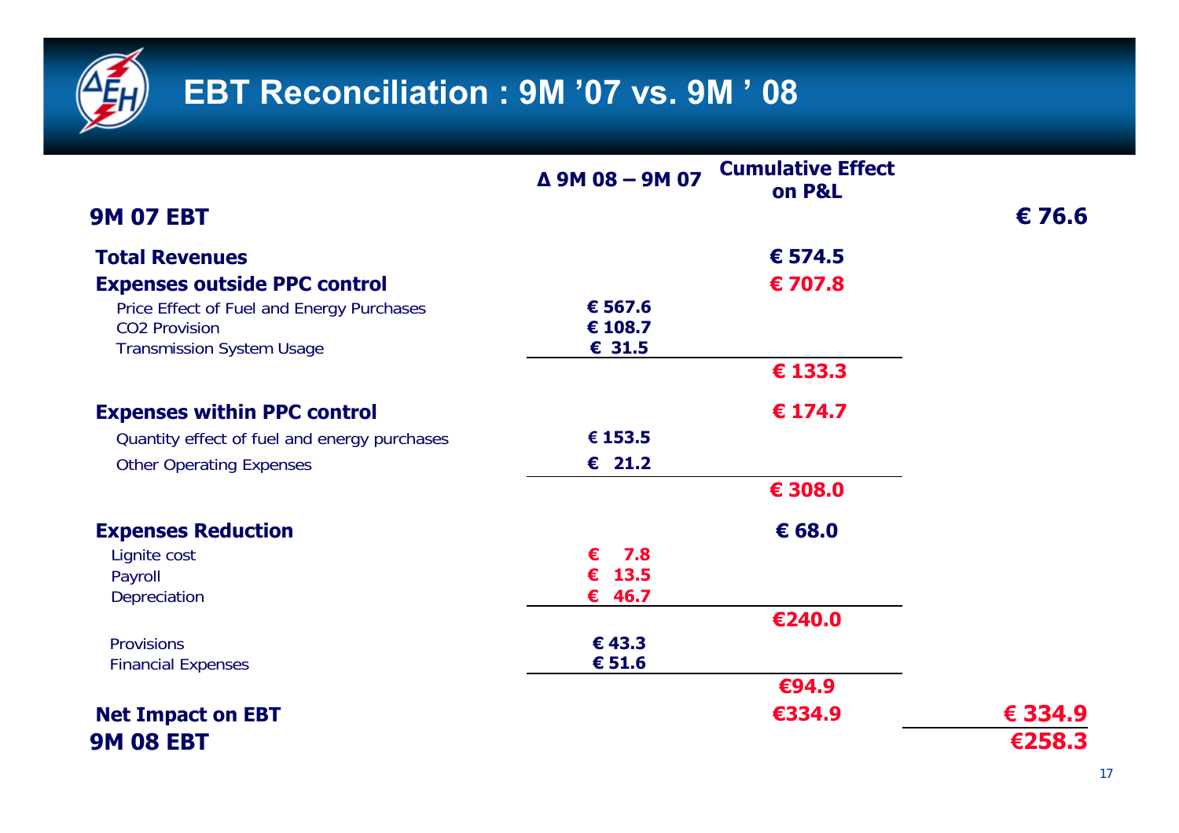# EBT Reconciliation : 9M ’07 vs. 9M ’ 08

| | Δ 9M 08 – 9M 07 | Cumulative Effect on P&L | |
|---|---|---|---|
| **9M 07 EBT** | | | **€ 76.6** |
| **Total Revenues** | | **€ 574.5** | |
| **Expenses outside PPC control** | | **€ 707.8** | |
| Price Effect of Fuel and Energy Purchases | € 567.6 | | |
| CO2 Provision | € 108.7 | | |
| Transmission System Usage | € 31.5 | | |
| | | **€ 133.3** | |
| **Expenses within PPC control** | | **€ 174.7** | |
| Quantity effect of fuel and energy purchases | € 153.5 | | |
| Other Operating Expenses | € 21.2 | | |
| | | **€ 308.0** | |
| **Expenses Reduction** | | **€ 68.0** | |
| Lignite cost | € 7.8 | | |
| Payroll | € 13.5 | | |
| Depreciation | € 46.7 | | |
| | | **€240.0** | |
| Provisions | € 43.3 | | |
| Financial Expenses | € 51.6 | | |
| | | **€94.9** | |
| **Net Impact on EBT** | | **€334.9** | **€ 334.9** |
| **9M 08 EBT** | | | **€258.3** |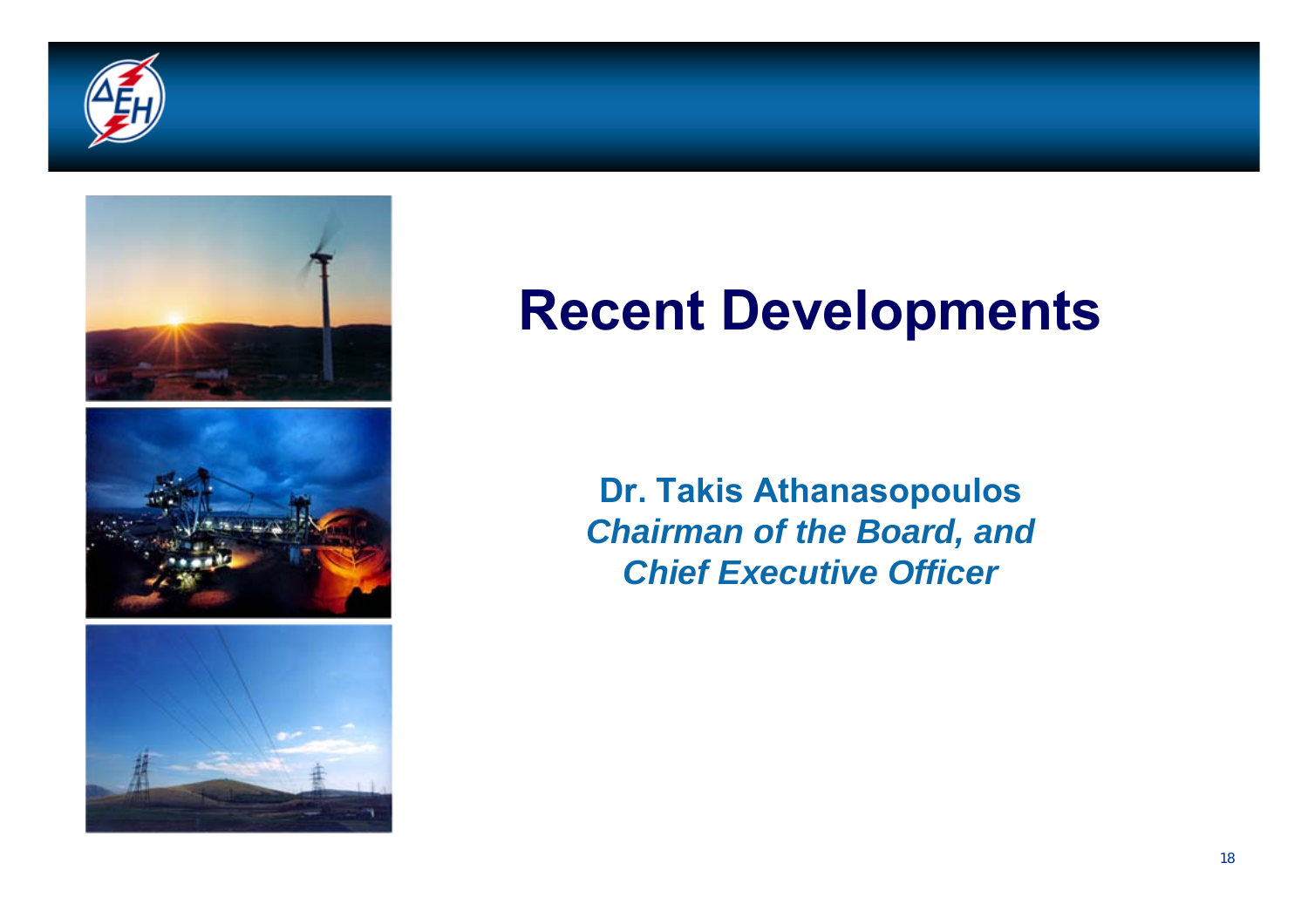# Recent Developments

**Dr. Takis Athanasopoulos**
***Chairman of the Board, and***
***Chief Executive Officer***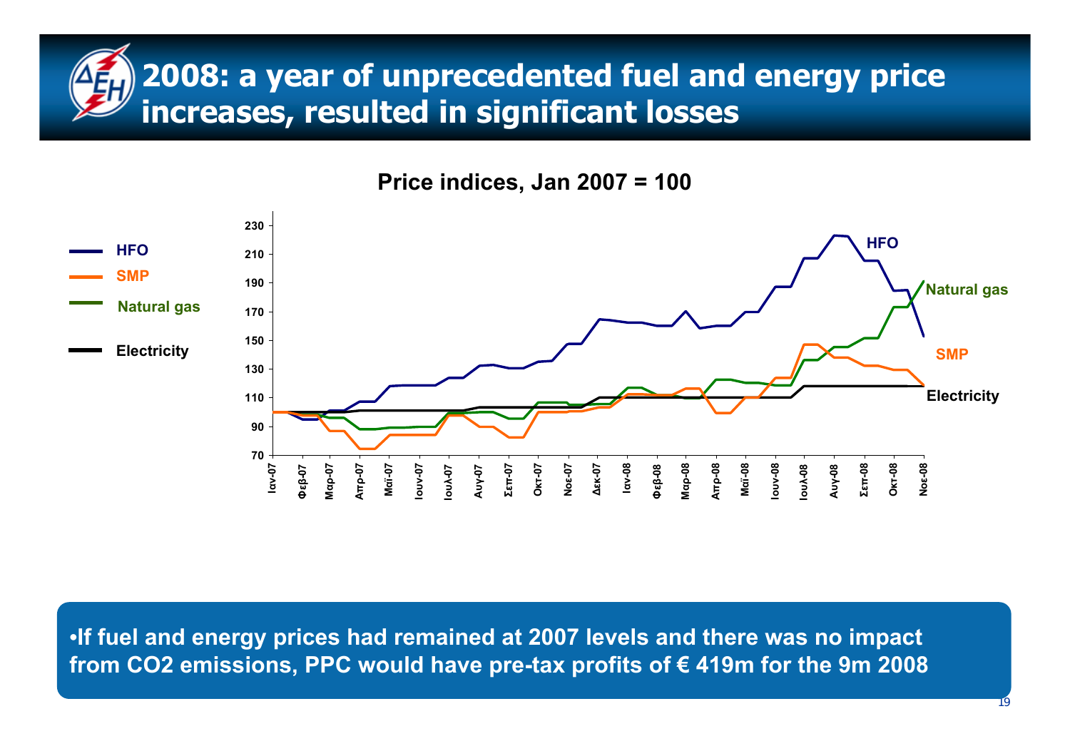# 2008: a year of unprecedented fuel and energy price increases, resulted in significant losses

**Price indices, Jan 2007 = 100**

- HFO
- SMP
- Natural gas
- Electricity

•If fuel and energy prices had remained at 2007 levels and there was no impact from $CO_2$ emissions, PPC would have pre-tax profits of € 419m for the 9m 2008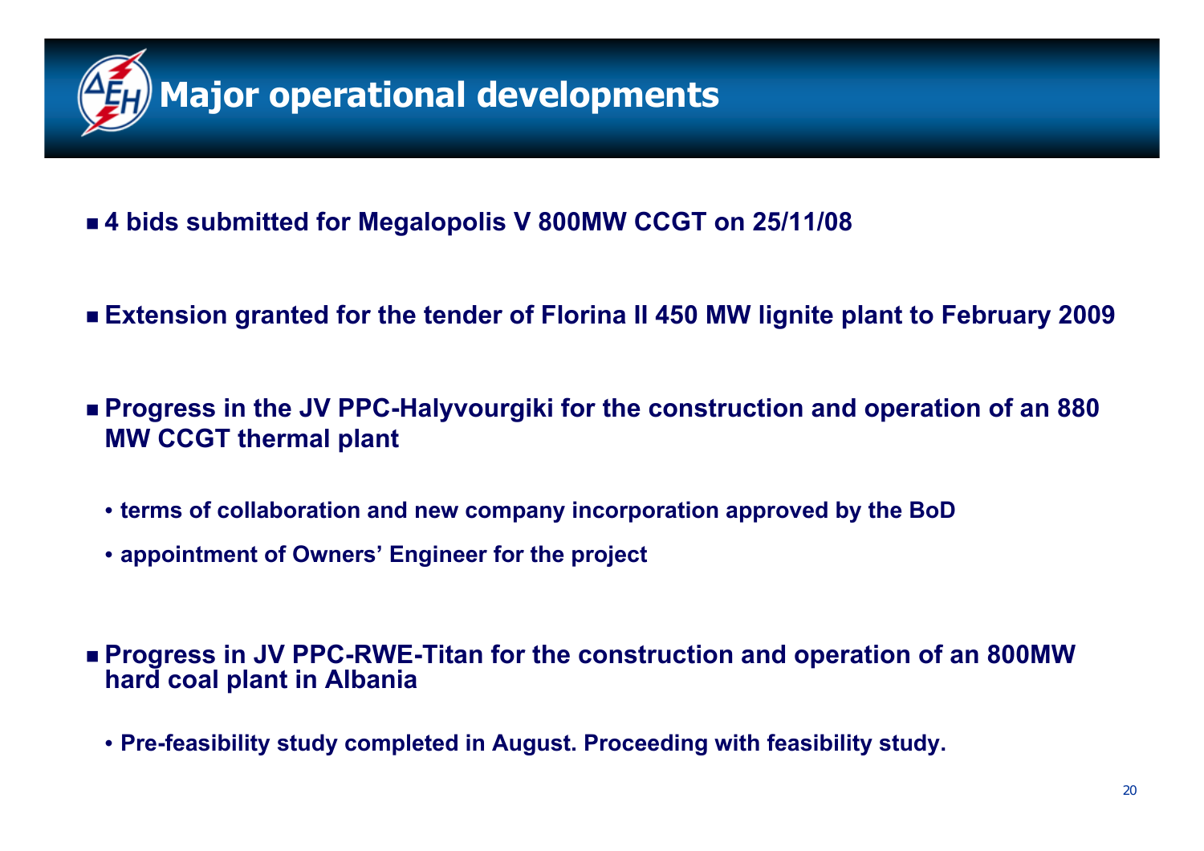# Major operational developments

- **4 bids submitted for Megalopolis V 800MW CCGT on 25/11/08**

- **Extension granted for the tender of Florina II 450 MW lignite plant to February 2009**

- **Progress in the JV PPC-Halyvourgiki for the construction and operation of an 880 MW CCGT thermal plant**
  - **terms of collaboration and new company incorporation approved by the BoD**
  - **appointment of Owners' Engineer for the project**

- **Progress in JV PPC-RWE-Titan for the construction and operation of an 800MW hard coal plant in Albania**
  - **Pre-feasibility study completed in August. Proceeding with feasibility study.**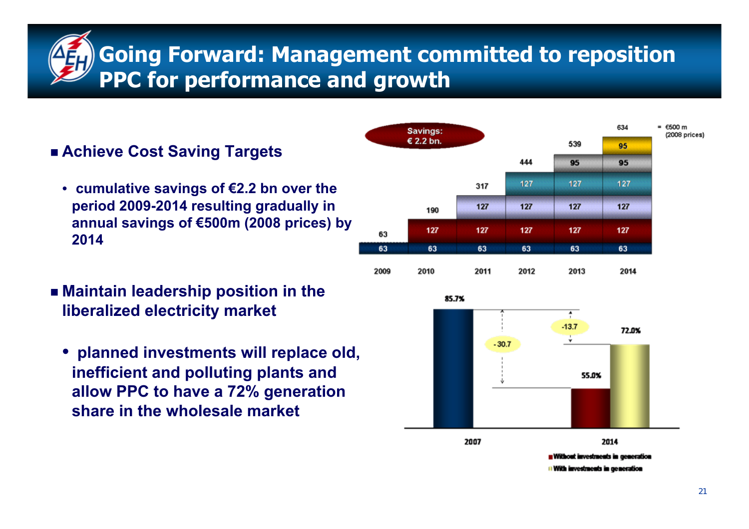# Going Forward: Management committed to reposition PPC for performance and growth

- **Achieve Cost Saving Targets**
  - **cumulative savings of €2.2 bn over the period 2009-2014 resulting gradually in annual savings of €500m (2008 prices) by 2014**

Savings: € 2.2 bn.

| | 2009 | 2010 | 2011 | 2012 | 2013 | 2014 |
|---|---|---|---|---|---|---|
| Total | 63 | 190 | 317 | 444 | 539 | 634 |
| | 63 | 63 | 63 | 63 | 63 | 63 |
| | | 127 | 127 | 127 | 127 | 127 |
| | | | 127 | 127 | 127 | 127 |
| | | | | 127 | 127 | 127 |
| | | | | | 95 | 95 |
| | | | | | | 95 |

= €500 m (2008 prices)

- **Maintain leadership position in the liberalized electricity market**
  - **planned investments will replace old, inefficient and polluting plants and allow PPC to have a 72% generation share in the wholesale market**

| | 2007 | 2014 |
|---|---|---|
| Share | 85.7% | |
| Without investments in generation | | 55.0% (-30.7) |
| With investments in generation | | 72.0% (-13.7) |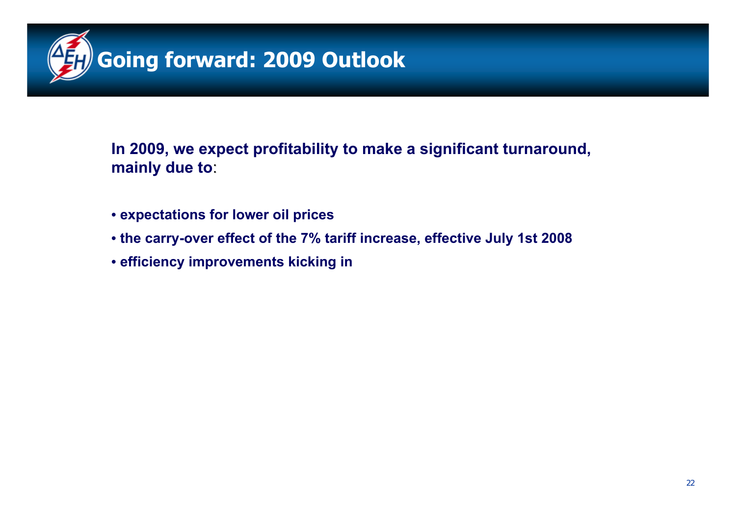# Going forward: 2009 Outlook

**In 2009, we expect profitability to make a significant turnaround, mainly due to:**

- **expectations for lower oil prices**
- **the carry-over effect of the 7% tariff increase, effective July 1st 2008**
- **efficiency improvements kicking in**